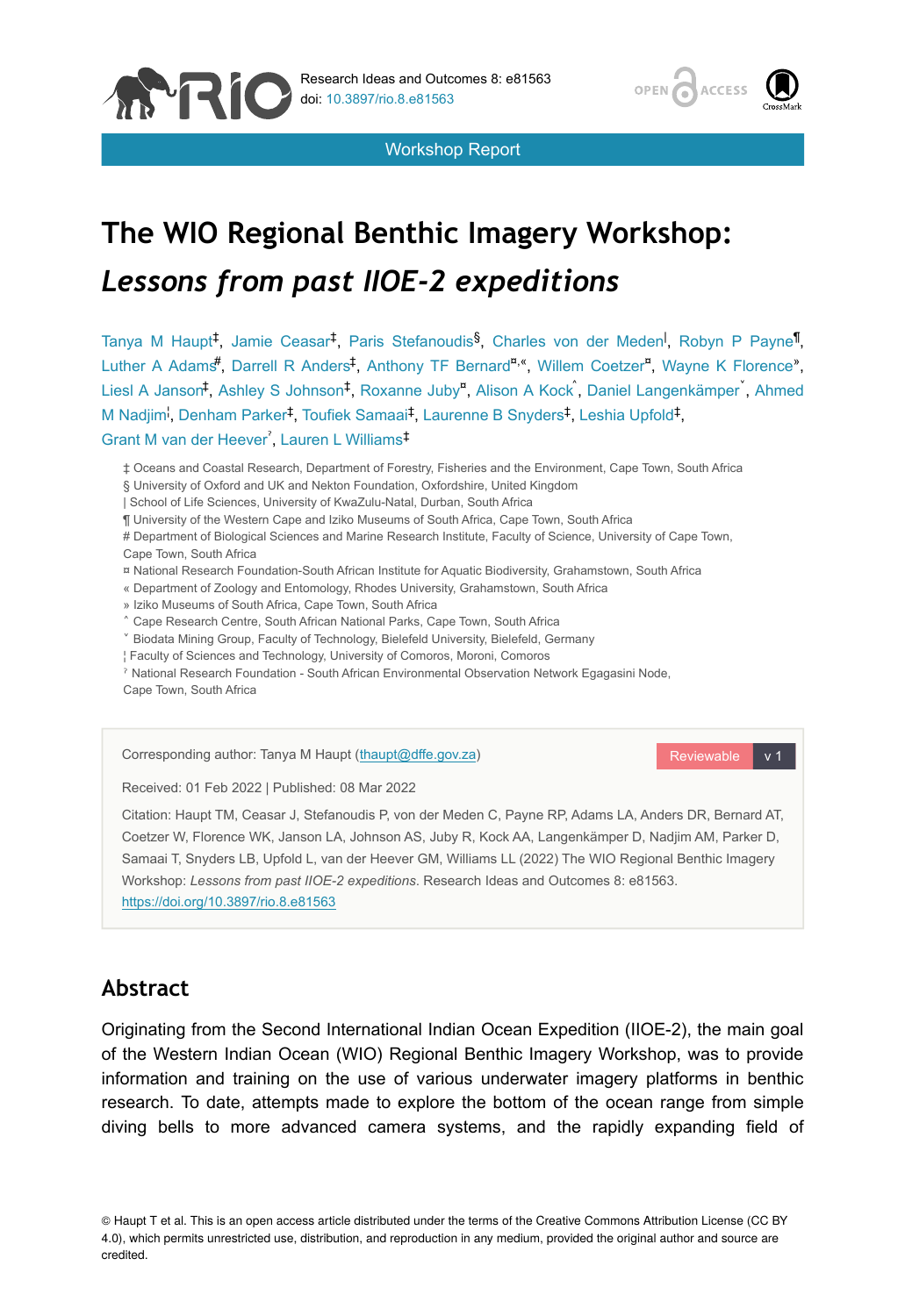Research Ideas and Outcomes 8: e81563

doi: 10.3897/rio.8.e81563

Workshop Report

# The WIO Regional Benthic Imagery Workshop: *Lessons from past IIOE-2 expeditions*

Tanya M Haupt[‡], Jamie Ceasar[‡], Paris Stefanoudis[§], Charles von der Meden[|], Robyn P Payne[¶], Luther A Adams[#], Darrell R Anders[‡], Anthony TF Bernard[¤,«], Willem Coetzer[¤], Wayne K Florence[»], Liesl A Janson[‡], Ashley S Johnson[‡], Roxanne Juby[¤], Alison A Kock[˄], Daniel Langenkämper[˅], Ahmed M Nadjim[¦], Denham Parker[‡], Toufiek Samaai[‡], Laurenne B Snyders[‡], Leshia Upfold[‡], Grant M van der Heever[ˀ], Lauren L Williams[‡]

‡ Oceans and Coastal Research, Department of Forestry, Fisheries and the Environment, Cape Town, South Africa

§ University of Oxford and UK and Nekton Foundation, Oxfordshire, United Kingdom

| School of Life Sciences, University of KwaZulu-Natal, Durban, South Africa

¶ University of the Western Cape and Iziko Museums of South Africa, Cape Town, South Africa

# Department of Biological Sciences and Marine Research Institute, Faculty of Science, University of Cape Town, Cape Town, South Africa

¤ National Research Foundation-South African Institute for Aquatic Biodiversity, Grahamstown, South Africa

« Department of Zoology and Entomology, Rhodes University, Grahamstown, South Africa

» Iziko Museums of South Africa, Cape Town, South Africa

˄ Cape Research Centre, South African National Parks, Cape Town, South Africa

˅ Biodata Mining Group, Faculty of Technology, Bielefeld University, Bielefeld, Germany

¦ Faculty of Sciences and Technology, University of Comoros, Moroni, Comoros

ˀ National Research Foundation - South African Environmental Observation Network Egagasini Node, Cape Town, South Africa

Corresponding author: Tanya M Haupt (thaupt@dffe.gov.za)

Reviewable v 1

Received: 01 Feb 2022 | Published: 08 Mar 2022

Citation: Haupt TM, Ceasar J, Stefanoudis P, von der Meden C, Payne RP, Adams LA, Anders DR, Bernard AT, Coetzer W, Florence WK, Janson LA, Johnson AS, Juby R, Kock AA, Langenkämper D, Nadjim AM, Parker D, Samaai T, Snyders LB, Upfold L, van der Heever GM, Williams LL (2022) The WIO Regional Benthic Imagery Workshop: *Lessons from past IIOE-2 expeditions*. Research Ideas and Outcomes 8: e81563. https://doi.org/10.3897/rio.8.e81563

## Abstract

Originating from the Second International Indian Ocean Expedition (IIOE-2), the main goal of the Western Indian Ocean (WIO) Regional Benthic Imagery Workshop, was to provide information and training on the use of various underwater imagery platforms in benthic research. To date, attempts made to explore the bottom of the ocean range from simple diving bells to more advanced camera systems, and the rapidly expanding field of

© Haupt T et al. This is an open access article distributed under the terms of the Creative Commons Attribution License (CC BY 4.0), which permits unrestricted use, distribution, and reproduction in any medium, provided the original author and source are credited.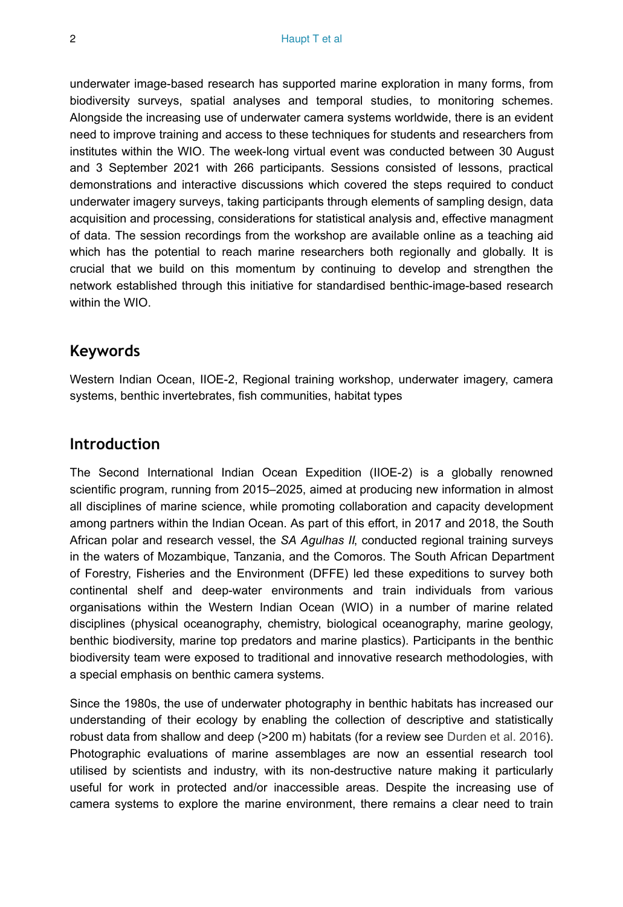underwater image-based research has supported marine exploration in many forms, from biodiversity surveys, spatial analyses and temporal studies, to monitoring schemes. Alongside the increasing use of underwater camera systems worldwide, there is an evident need to improve training and access to these techniques for students and researchers from institutes within the WIO. The week-long virtual event was conducted between 30 August and 3 September 2021 with 266 participants. Sessions consisted of lessons, practical demonstrations and interactive discussions which covered the steps required to conduct underwater imagery surveys, taking participants through elements of sampling design, data acquisition and processing, considerations for statistical analysis and, effective managment of data. The session recordings from the workshop are available online as a teaching aid which has the potential to reach marine researchers both regionally and globally. It is crucial that we build on this momentum by continuing to develop and strengthen the network established through this initiative for standardised benthic-image-based research within the WIO.

## Keywords

Western Indian Ocean, IIOE-2, Regional training workshop, underwater imagery, camera systems, benthic invertebrates, fish communities, habitat types

## Introduction

The Second International Indian Ocean Expedition (IIOE-2) is a globally renowned scientific program, running from 2015–2025, aimed at producing new information in almost all disciplines of marine science, while promoting collaboration and capacity development among partners within the Indian Ocean. As part of this effort, in 2017 and 2018, the South African polar and research vessel, the *SA Agulhas II*, conducted regional training surveys in the waters of Mozambique, Tanzania, and the Comoros. The South African Department of Forestry, Fisheries and the Environment (DFFE) led these expeditions to survey both continental shelf and deep-water environments and train individuals from various organisations within the Western Indian Ocean (WIO) in a number of marine related disciplines (physical oceanography, chemistry, biological oceanography, marine geology, benthic biodiversity, marine top predators and marine plastics). Participants in the benthic biodiversity team were exposed to traditional and innovative research methodologies, with a special emphasis on benthic camera systems.

Since the 1980s, the use of underwater photography in benthic habitats has increased our understanding of their ecology by enabling the collection of descriptive and statistically robust data from shallow and deep (>200 m) habitats (for a review see Durden et al. 2016). Photographic evaluations of marine assemblages are now an essential research tool utilised by scientists and industry, with its non-destructive nature making it particularly useful for work in protected and/or inaccessible areas. Despite the increasing use of camera systems to explore the marine environment, there remains a clear need to train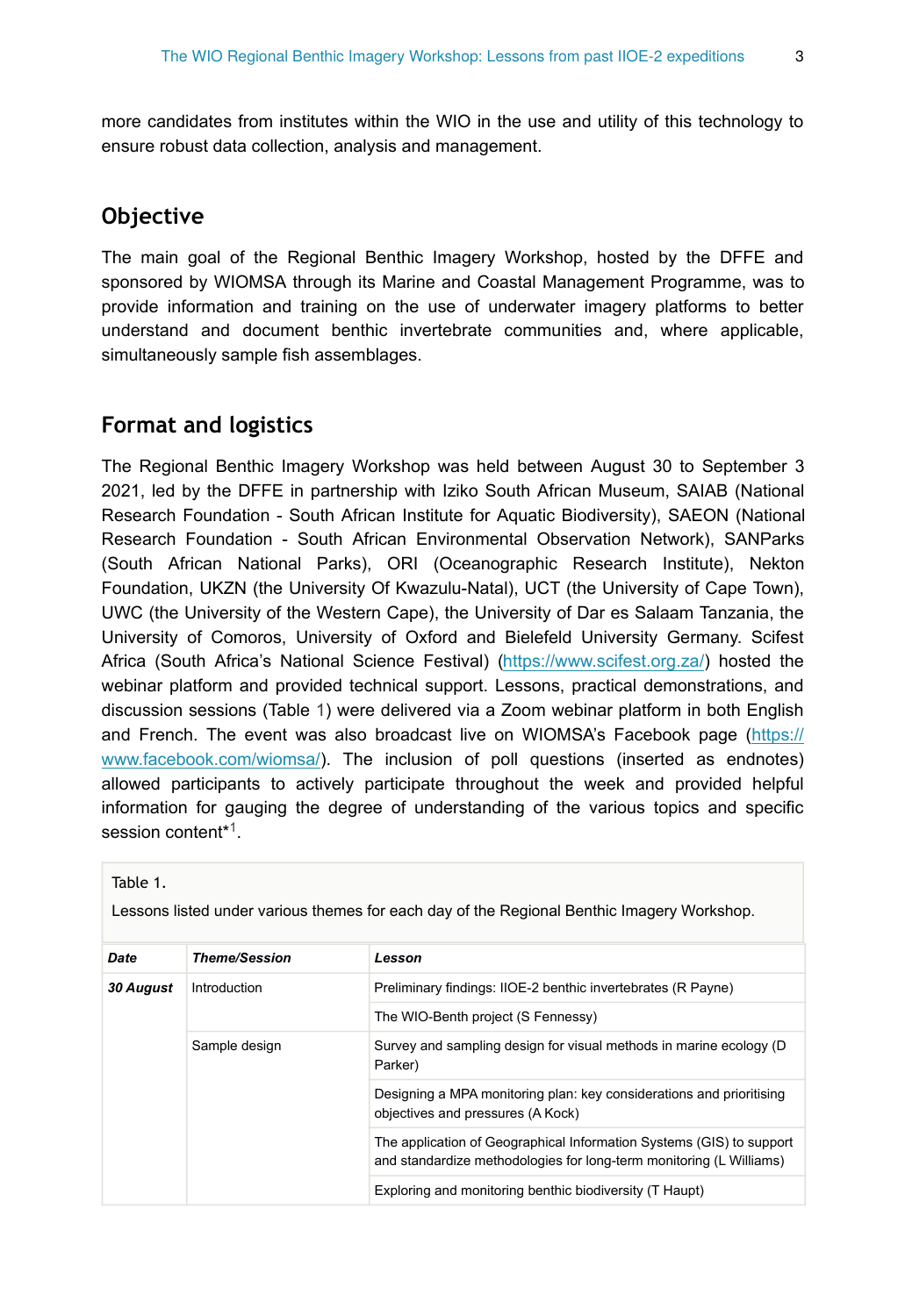more candidates from institutes within the WIO in the use and utility of this technology to ensure robust data collection, analysis and management.

## Objective

The main goal of the Regional Benthic Imagery Workshop, hosted by the DFFE and sponsored by WIOMSA through its Marine and Coastal Management Programme, was to provide information and training on the use of underwater imagery platforms to better understand and document benthic invertebrate communities and, where applicable, simultaneously sample fish assemblages.

## Format and logistics

The Regional Benthic Imagery Workshop was held between August 30 to September 3 2021, led by the DFFE in partnership with Iziko South African Museum, SAIAB (National Research Foundation - South African Institute for Aquatic Biodiversity), SAEON (National Research Foundation - South African Environmental Observation Network), SANParks (South African National Parks), ORI (Oceanographic Research Institute), Nekton Foundation, UKZN (the University Of Kwazulu-Natal), UCT (the University of Cape Town), UWC (the University of the Western Cape), the University of Dar es Salaam Tanzania, the University of Comoros, University of Oxford and Bielefeld University Germany. Scifest Africa (South Africa's National Science Festival) (https://www.scifest.org.za/) hosted the webinar platform and provided technical support. Lessons, practical demonstrations, and discussion sessions (Table 1) were delivered via a Zoom webinar platform in both English and French. The event was also broadcast live on WIOMSA's Facebook page (https://www.facebook.com/wiomsa/). The inclusion of poll questions (inserted as endnotes) allowed participants to actively participate throughout the week and provided helpful information for gauging the degree of understanding of the various topics and specific session content*[1].

Table 1.

Lessons listed under various themes for each day of the Regional Benthic Imagery Workshop.

| *Date* | *Theme/Session* | *Lesson* |
|---|---|---|
| ***30 August*** | Introduction | Preliminary findings: IIOE-2 benthic invertebrates (R Payne) |
| | | The WIO-Benth project (S Fennessy) |
| | Sample design | Survey and sampling design for visual methods in marine ecology (D Parker) |
| | | Designing a MPA monitoring plan: key considerations and prioritising objectives and pressures (A Kock) |
| | | The application of Geographical Information Systems (GIS) to support and standardize methodologies for long-term monitoring (L Williams) |
| | | Exploring and monitoring benthic biodiversity (T Haupt) |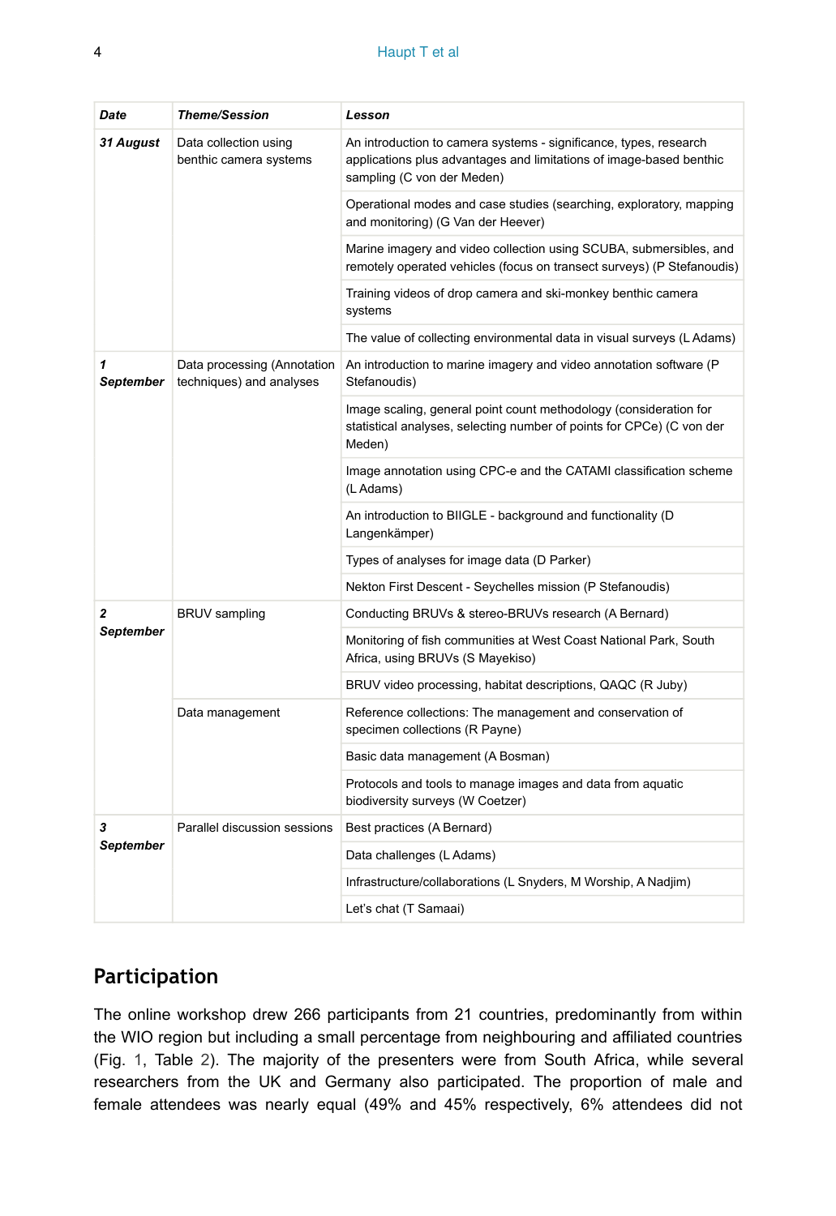| ***Date*** | ***Theme/Session*** | ***Lesson*** |
|---|---|---|
| ***31 August*** | Data collection using benthic camera systems | An introduction to camera systems - significance, types, research applications plus advantages and limitations of image-based benthic sampling (C von der Meden) |
| | | Operational modes and case studies (searching, exploratory, mapping and monitoring) (G Van der Heever) |
| | | Marine imagery and video collection using SCUBA, submersibles, and remotely operated vehicles (focus on transect surveys) (P Stefanoudis) |
| | | Training videos of drop camera and ski-monkey benthic camera systems |
| | | The value of collecting environmental data in visual surveys (L Adams) |
| ***1 September*** | Data processing (Annotation techniques) and analyses | An introduction to marine imagery and video annotation software (P Stefanoudis) |
| | | Image scaling, general point count methodology (consideration for statistical analyses, selecting number of points for CPCe) (C von der Meden) |
| | | Image annotation using CPC-e and the CATAMI classification scheme (L Adams) |
| | | An introduction to BIIGLE - background and functionality (D Langenkämper) |
| | | Types of analyses for image data (D Parker) |
| | | Nekton First Descent - Seychelles mission (P Stefanoudis) |
| ***2 September*** | BRUV sampling | Conducting BRUVs & stereo-BRUVs research (A Bernard) |
| | | Monitoring of fish communities at West Coast National Park, South Africa, using BRUVs (S Mayekiso) |
| | | BRUV video processing, habitat descriptions, QAQC (R Juby) |
| | Data management | Reference collections: The management and conservation of specimen collections (R Payne) |
| | | Basic data management (A Bosman) |
| | | Protocols and tools to manage images and data from aquatic biodiversity surveys (W Coetzer) |
| ***3 September*** | Parallel discussion sessions | Best practices (A Bernard) |
| | | Data challenges (L Adams) |
| | | Infrastructure/collaborations (L Snyders, M Worship, A Nadjim) |
| | | Let's chat (T Samaai) |

## Participation

The online workshop drew 266 participants from 21 countries, predominantly from within the WIO region but including a small percentage from neighbouring and affiliated countries (Fig. 1, Table 2). The majority of the presenters were from South Africa, while several researchers from the UK and Germany also participated. The proportion of male and female attendees was nearly equal (49% and 45% respectively, 6% attendees did not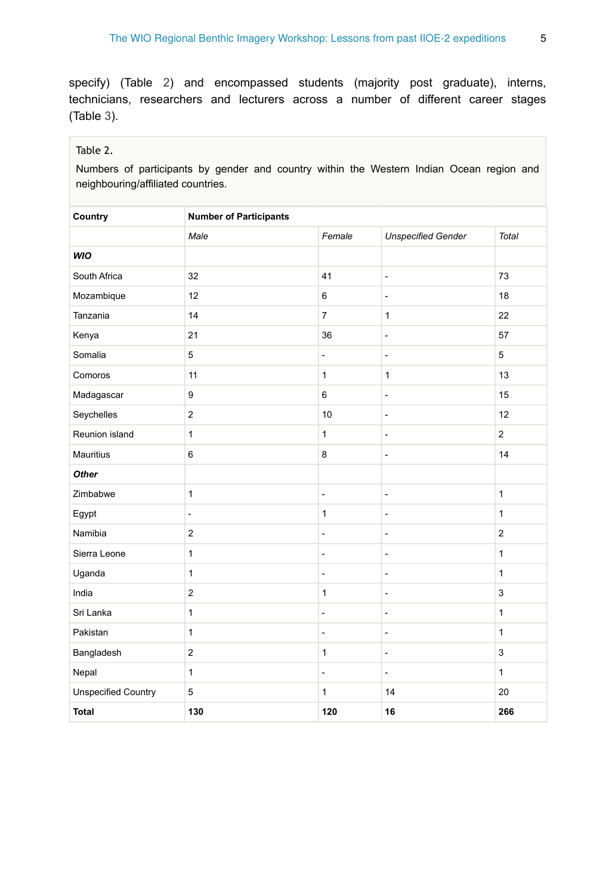specify) (Table 2) and encompassed students (majority post graduate), interns, technicians, researchers and lecturers across a number of different career stages (Table 3).

Table 2.

Numbers of participants by gender and country within the Western Indian Ocean region and neighbouring/affiliated countries.

| Country | Number of Participants | | | |
|---|---|---|---|---|
| | *Male* | *Female* | *Unspecified Gender* | *Total* |
| ***WIO*** | | | | |
| South Africa | 32 | 41 | - | 73 |
| Mozambique | 12 | 6 | - | 18 |
| Tanzania | 14 | 7 | 1 | 22 |
| Kenya | 21 | 36 | - | 57 |
| Somalia | 5 | - | - | 5 |
| Comoros | 11 | 1 | 1 | 13 |
| Madagascar | 9 | 6 | - | 15 |
| Seychelles | 2 | 10 | - | 12 |
| Reunion island | 1 | 1 | - | 2 |
| Mauritius | 6 | 8 | - | 14 |
| ***Other*** | | | | |
| Zimbabwe | 1 | - | - | 1 |
| Egypt | - | 1 | - | 1 |
| Namibia | 2 | - | - | 2 |
| Sierra Leone | 1 | - | - | 1 |
| Uganda | 1 | - | - | 1 |
| India | 2 | 1 | - | 3 |
| Sri Lanka | 1 | - | - | 1 |
| Pakistan | 1 | - | - | 1 |
| Bangladesh | 2 | 1 | - | 3 |
| Nepal | 1 | - | - | 1 |
| Unspecified Country | 5 | 1 | 14 | 20 |
| **Total** | **130** | **120** | **16** | **266** |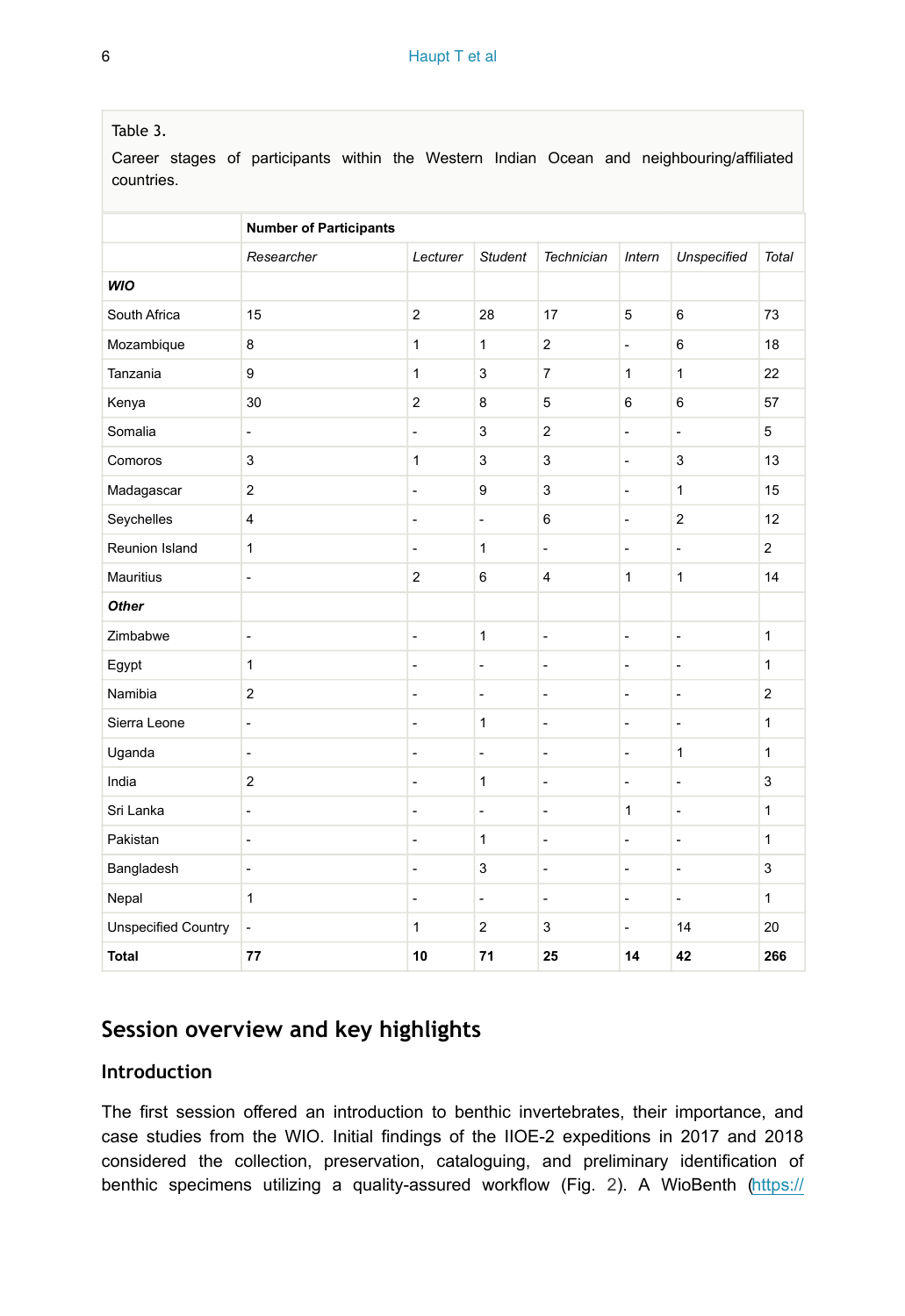Table 3.

Career stages of participants within the Western Indian Ocean and neighbouring/affiliated countries.

| | Number of Participants | | | | | | |
|---|---|---|---|---|---|---|---|
| | *Researcher* | *Lecturer* | *Student* | *Technician* | *Intern* | *Unspecified* | *Total* |
| ***WIO*** | | | | | | | |
| South Africa | 15 | 2 | 28 | 17 | 5 | 6 | 73 |
| Mozambique | 8 | 1 | 1 | 2 | - | 6 | 18 |
| Tanzania | 9 | 1 | 3 | 7 | 1 | 1 | 22 |
| Kenya | 30 | 2 | 8 | 5 | 6 | 6 | 57 |
| Somalia | - | - | 3 | 2 | - | - | 5 |
| Comoros | 3 | 1 | 3 | 3 | - | 3 | 13 |
| Madagascar | 2 | - | 9 | 3 | - | 1 | 15 |
| Seychelles | 4 | - | - | 6 | - | 2 | 12 |
| Reunion Island | 1 | - | 1 | - | - | - | 2 |
| Mauritius | - | 2 | 6 | 4 | 1 | 1 | 14 |
| ***Other*** | | | | | | | |
| Zimbabwe | - | - | 1 | - | - | - | 1 |
| Egypt | 1 | - | - | - | - | - | 1 |
| Namibia | 2 | - | - | - | - | - | 2 |
| Sierra Leone | - | - | 1 | - | - | - | 1 |
| Uganda | - | - | - | - | - | 1 | 1 |
| India | 2 | - | 1 | - | - | - | 3 |
| Sri Lanka | - | - | - | - | 1 | - | 1 |
| Pakistan | - | - | 1 | - | - | - | 1 |
| Bangladesh | - | - | 3 | - | - | - | 3 |
| Nepal | 1 | - | - | - | - | - | 1 |
| Unspecified Country | - | 1 | 2 | 3 | - | 14 | 20 |
| **Total** | **77** | **10** | **71** | **25** | **14** | **42** | **266** |

## Session overview and key highlights

### Introduction

The first session offered an introduction to benthic invertebrates, their importance, and case studies from the WIO. Initial findings of the IIOE-2 expeditions in 2017 and 2018 considered the collection, preservation, cataloguing, and preliminary identification of benthic specimens utilizing a quality-assured workflow (Fig. 2). A WioBenth (https://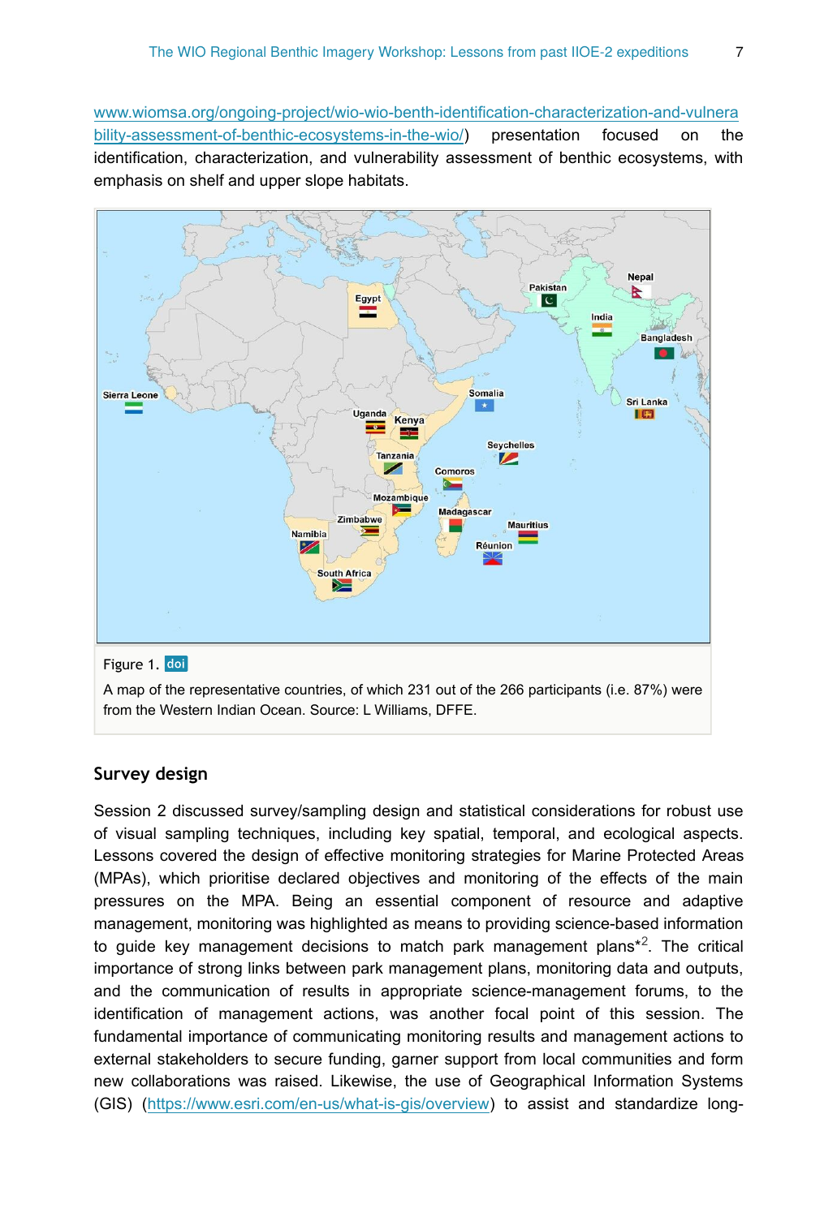www.wiomsa.org/ongoing-project/wio-wio-benth-identification-characterization-and-vulnerability-assessment-of-benthic-ecosystems-in-the-wio/) presentation focused on the identification, characterization, and vulnerability assessment of benthic ecosystems, with emphasis on shelf and upper slope habitats.

Figure 1. doi

A map of the representative countries, of which 231 out of the 266 participants (i.e. 87%) were from the Western Indian Ocean. Source: L Williams, DFFE.

## Survey design

Session 2 discussed survey/sampling design and statistical considerations for robust use of visual sampling techniques, including key spatial, temporal, and ecological aspects. Lessons covered the design of effective monitoring strategies for Marine Protected Areas (MPAs), which prioritise declared objectives and monitoring of the effects of the main pressures on the MPA. Being an essential component of resource and adaptive management, monitoring was highlighted as means to providing science-based information to guide key management decisions to match park management plans*[2]. The critical importance of strong links between park management plans, monitoring data and outputs, and the communication of results in appropriate science-management forums, to the identification of management actions, was another focal point of this session. The fundamental importance of communicating monitoring results and management actions to external stakeholders to secure funding, garner support from local communities and form new collaborations was raised. Likewise, the use of Geographical Information Systems (GIS) (https://www.esri.com/en-us/what-is-gis/overview) to assist and standardize long-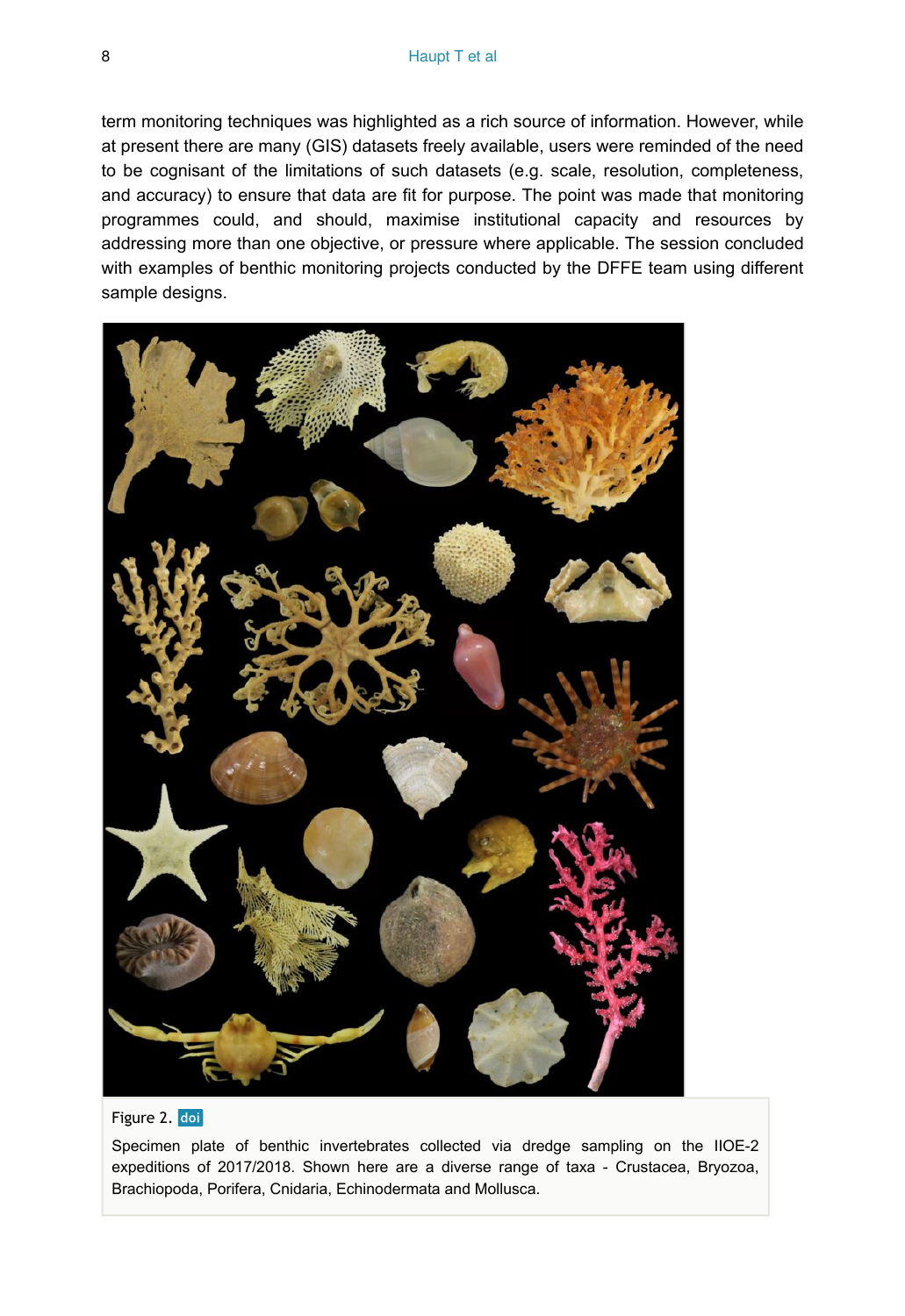term monitoring techniques was highlighted as a rich source of information. However, while at present there are many (GIS) datasets freely available, users were reminded of the need to be cognisant of the limitations of such datasets (e.g. scale, resolution, completeness, and accuracy) to ensure that data are fit for purpose. The point was made that monitoring programmes could, and should, maximise institutional capacity and resources by addressing more than one objective, or pressure where applicable. The session concluded with examples of benthic monitoring projects conducted by the DFFE team using different sample designs.

Figure 2. doi

Specimen plate of benthic invertebrates collected via dredge sampling on the IIOE-2 expeditions of 2017/2018. Shown here are a diverse range of taxa - Crustacea, Bryozoa, Brachiopoda, Porifera, Cnidaria, Echinodermata and Mollusca.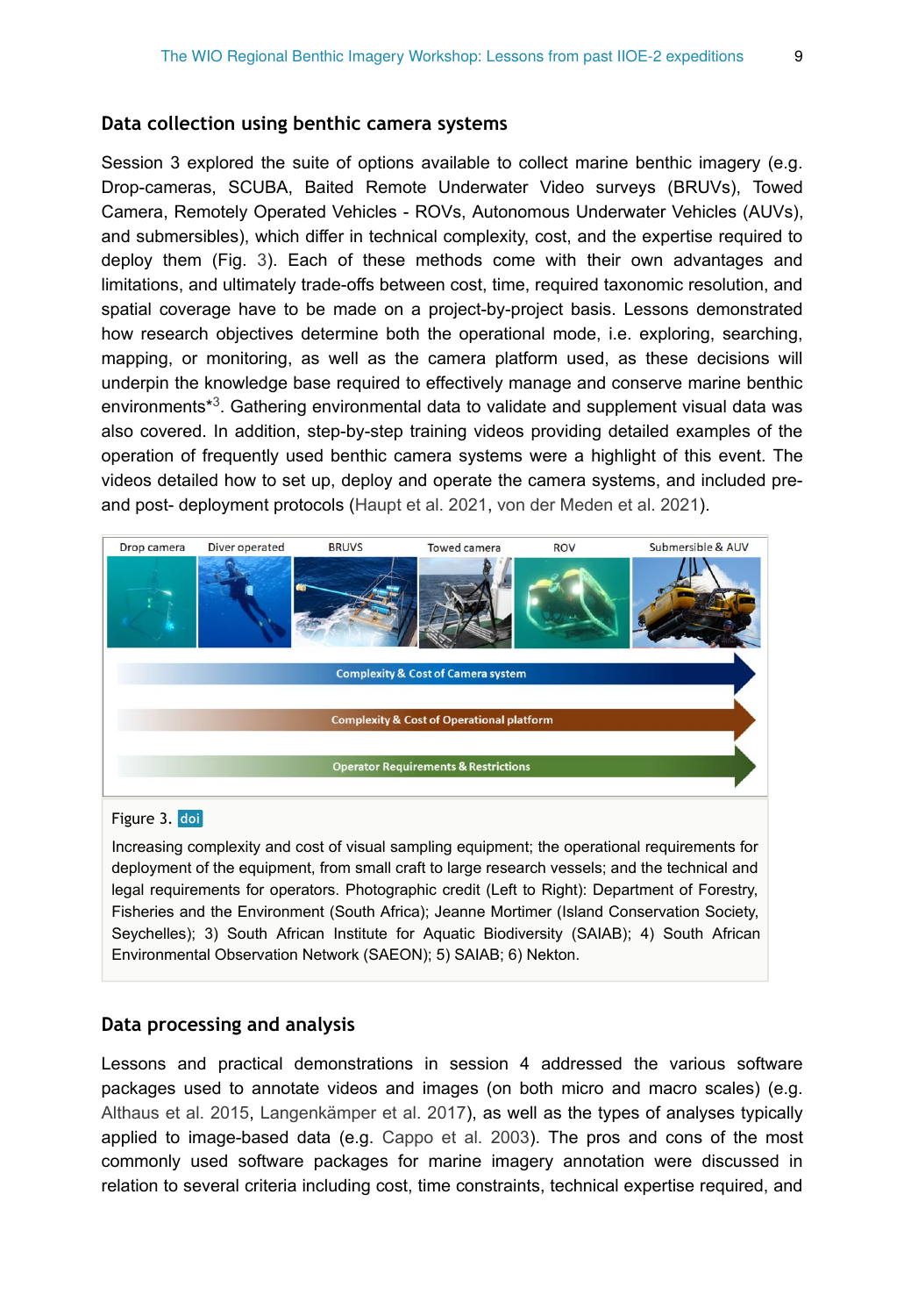## Data collection using benthic camera systems

Session 3 explored the suite of options available to collect marine benthic imagery (e.g. Drop-cameras, SCUBA, Baited Remote Underwater Video surveys (BRUVs), Towed Camera, Remotely Operated Vehicles - ROVs, Autonomous Underwater Vehicles (AUVs), and submersibles), which differ in technical complexity, cost, and the expertise required to deploy them (Fig. 3). Each of these methods come with their own advantages and limitations, and ultimately trade-offs between cost, time, required taxonomic resolution, and spatial coverage have to be made on a project-by-project basis. Lessons demonstrated how research objectives determine both the operational mode, i.e. exploring, searching, mapping, or monitoring, as well as the camera platform used, as these decisions will underpin the knowledge base required to effectively manage and conserve marine benthic environments*[3]. Gathering environmental data to validate and supplement visual data was also covered. In addition, step-by-step training videos providing detailed examples of the operation of frequently used benthic camera systems were a highlight of this event. The videos detailed how to set up, deploy and operate the camera systems, and included pre- and post- deployment protocols (Haupt et al. 2021, von der Meden et al. 2021).

Figure 3. doi

Increasing complexity and cost of visual sampling equipment; the operational requirements for deployment of the equipment, from small craft to large research vessels; and the technical and legal requirements for operators. Photographic credit (Left to Right): Department of Forestry, Fisheries and the Environment (South Africa); Jeanne Mortimer (Island Conservation Society, Seychelles); 3) South African Institute for Aquatic Biodiversity (SAIAB); 4) South African Environmental Observation Network (SAEON); 5) SAIAB; 6) Nekton.

## Data processing and analysis

Lessons and practical demonstrations in session 4 addressed the various software packages used to annotate videos and images (on both micro and macro scales) (e.g. Althaus et al. 2015, Langenkämper et al. 2017), as well as the types of analyses typically applied to image-based data (e.g. Cappo et al. 2003). The pros and cons of the most commonly used software packages for marine imagery annotation were discussed in relation to several criteria including cost, time constraints, technical expertise required, and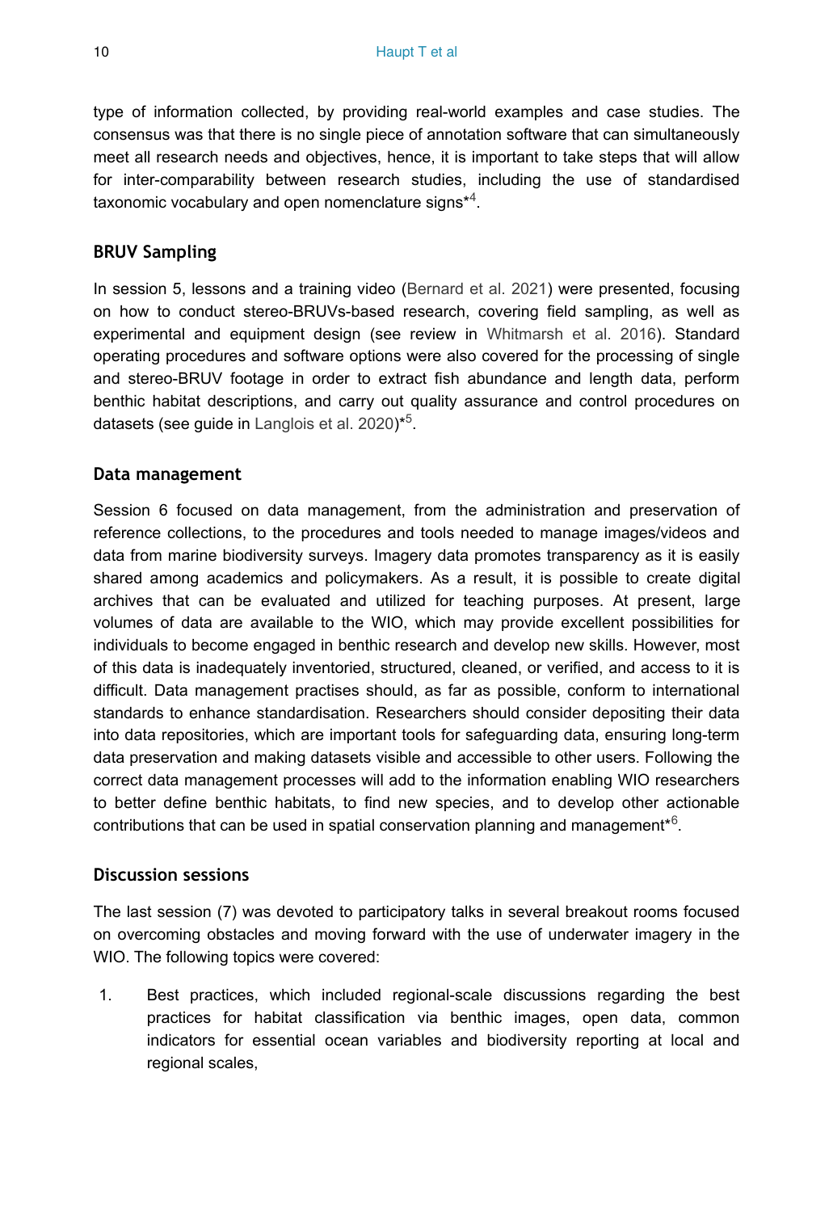type of information collected, by providing real-world examples and case studies. The consensus was that there is no single piece of annotation software that can simultaneously meet all research needs and objectives, hence, it is important to take steps that will allow for inter-comparability between research studies, including the use of standardised taxonomic vocabulary and open nomenclature signs*[4].

## BRUV Sampling

In session 5, lessons and a training video (Bernard et al. 2021) were presented, focusing on how to conduct stereo-BRUVs-based research, covering field sampling, as well as experimental and equipment design (see review in Whitmarsh et al. 2016). Standard operating procedures and software options were also covered for the processing of single and stereo-BRUV footage in order to extract fish abundance and length data, perform benthic habitat descriptions, and carry out quality assurance and control procedures on datasets (see guide in Langlois et al. 2020)*[5].

## Data management

Session 6 focused on data management, from the administration and preservation of reference collections, to the procedures and tools needed to manage images/videos and data from marine biodiversity surveys. Imagery data promotes transparency as it is easily shared among academics and policymakers. As a result, it is possible to create digital archives that can be evaluated and utilized for teaching purposes. At present, large volumes of data are available to the WIO, which may provide excellent possibilities for individuals to become engaged in benthic research and develop new skills. However, most of this data is inadequately inventoried, structured, cleaned, or verified, and access to it is difficult. Data management practises should, as far as possible, conform to international standards to enhance standardisation. Researchers should consider depositing their data into data repositories, which are important tools for safeguarding data, ensuring long-term data preservation and making datasets visible and accessible to other users. Following the correct data management processes will add to the information enabling WIO researchers to better define benthic habitats, to find new species, and to develop other actionable contributions that can be used in spatial conservation planning and management*[6].

## Discussion sessions

The last session (7) was devoted to participatory talks in several breakout rooms focused on overcoming obstacles and moving forward with the use of underwater imagery in the WIO. The following topics were covered:

1. Best practices, which included regional-scale discussions regarding the best practices for habitat classification via benthic images, open data, common indicators for essential ocean variables and biodiversity reporting at local and regional scales,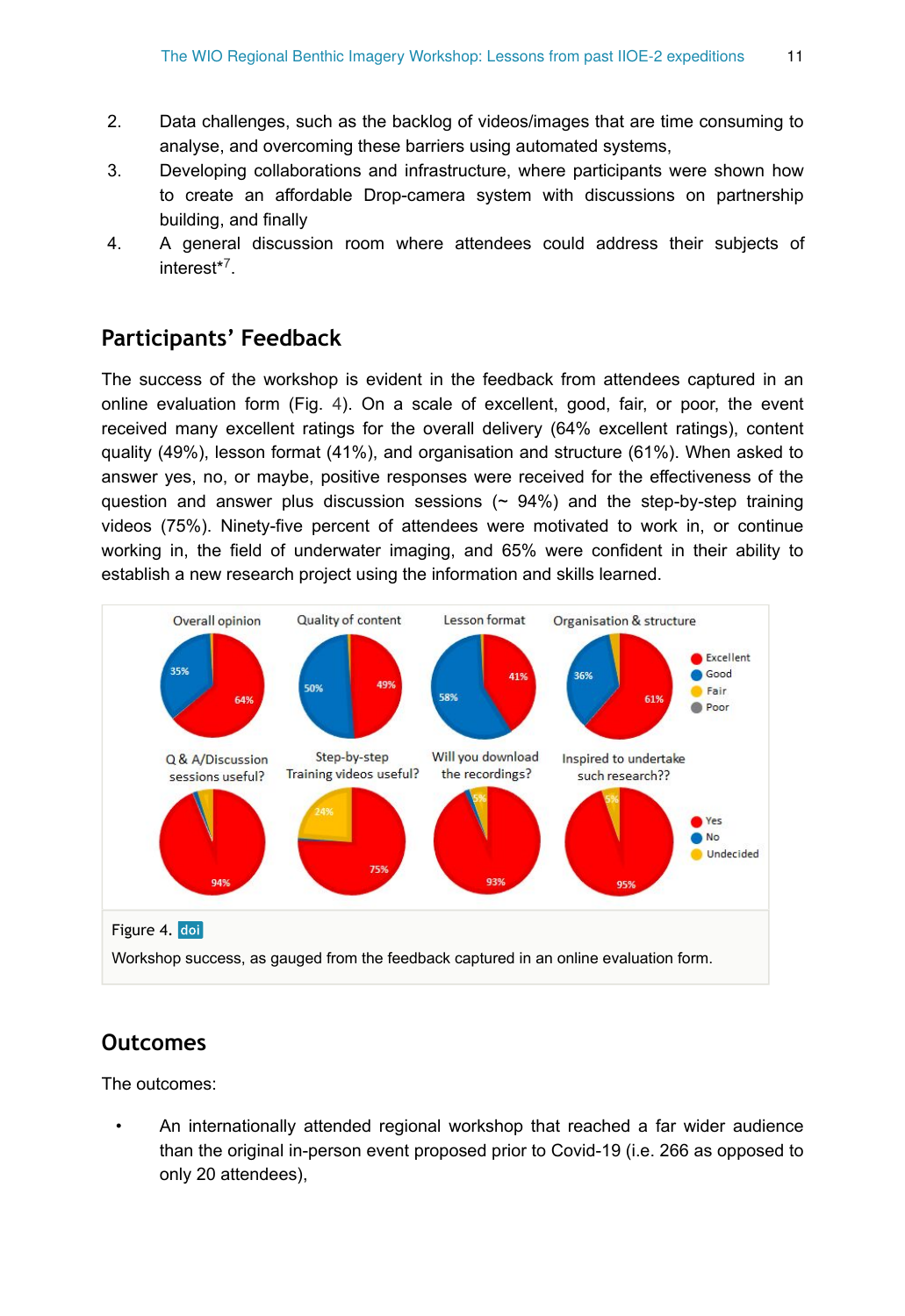2. Data challenges, such as the backlog of videos/images that are time consuming to analyse, and overcoming these barriers using automated systems,
3. Developing collaborations and infrastructure, where participants were shown how to create an affordable Drop-camera system with discussions on partnership building, and finally
4. A general discussion room where attendees could address their subjects of interest*[7].

## Participants' Feedback

The success of the workshop is evident in the feedback from attendees captured in an online evaluation form (Fig. 4). On a scale of excellent, good, fair, or poor, the event received many excellent ratings for the overall delivery (64% excellent ratings), content quality (49%), lesson format (41%), and organisation and structure (61%). When asked to answer yes, no, or maybe, positive responses were received for the effectiveness of the question and answer plus discussion sessions (~ 94%) and the step-by-step training videos (75%). Ninety-five percent of attendees were motivated to work in, or continue working in, the field of underwater imaging, and 65% were confident in their ability to establish a new research project using the information and skills learned.

Figure 4. doi

Workshop success, as gauged from the feedback captured in an online evaluation form.

## Outcomes

The outcomes:

- An internationally attended regional workshop that reached a far wider audience than the original in-person event proposed prior to Covid-19 (i.e. 266 as opposed to only 20 attendees),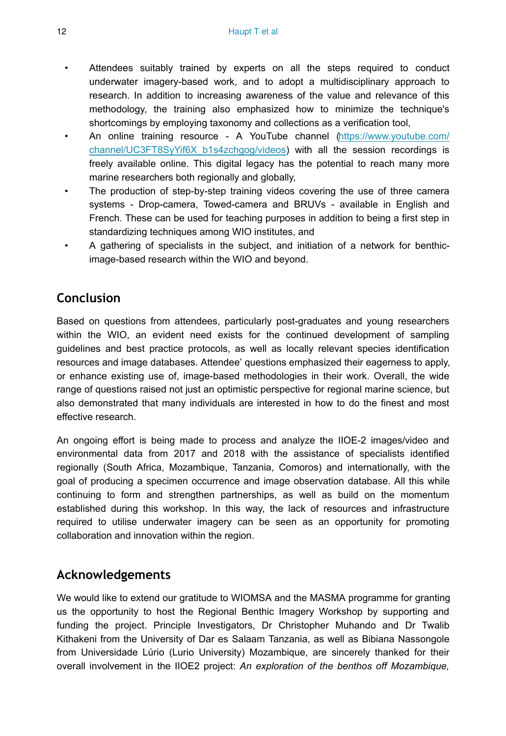- Attendees suitably trained by experts on all the steps required to conduct underwater imagery-based work, and to adopt a multidisciplinary approach to research. In addition to increasing awareness of the value and relevance of this methodology, the training also emphasized how to minimize the technique's shortcomings by employing taxonomy and collections as a verification tool,
- An online training resource - A YouTube channel (https://www.youtube.com/channel/UC3FT8SyYif6X_b1s4zchgog/videos) with all the session recordings is freely available online. This digital legacy has the potential to reach many more marine researchers both regionally and globally,
- The production of step-by-step training videos covering the use of three camera systems - Drop-camera, Towed-camera and BRUVs - available in English and French. These can be used for teaching purposes in addition to being a first step in standardizing techniques among WIO institutes, and
- A gathering of specialists in the subject, and initiation of a network for benthic-image-based research within the WIO and beyond.

## Conclusion

Based on questions from attendees, particularly post-graduates and young researchers within the WIO, an evident need exists for the continued development of sampling guidelines and best practice protocols, as well as locally relevant species identification resources and image databases. Attendee' questions emphasized their eagerness to apply, or enhance existing use of, image-based methodologies in their work. Overall, the wide range of questions raised not just an optimistic perspective for regional marine science, but also demonstrated that many individuals are interested in how to do the finest and most effective research.

An ongoing effort is being made to process and analyze the IIOE-2 images/video and environmental data from 2017 and 2018 with the assistance of specialists identified regionally (South Africa, Mozambique, Tanzania, Comoros) and internationally, with the goal of producing a specimen occurrence and image observation database. All this while continuing to form and strengthen partnerships, as well as build on the momentum established during this workshop. In this way, the lack of resources and infrastructure required to utilise underwater imagery can be seen as an opportunity for promoting collaboration and innovation within the region.

## Acknowledgements

We would like to extend our gratitude to WIOMSA and the MASMA programme for granting us the opportunity to host the Regional Benthic Imagery Workshop by supporting and funding the project. Principle Investigators, Dr Christopher Muhando and Dr Twalib Kithakeni from the University of Dar es Salaam Tanzania, as well as Bibiana Nassongole from Universidade Lúrio (Lurio University) Mozambique, are sincerely thanked for their overall involvement in the IIOE2 project: *An exploration of the benthos off Mozambique,*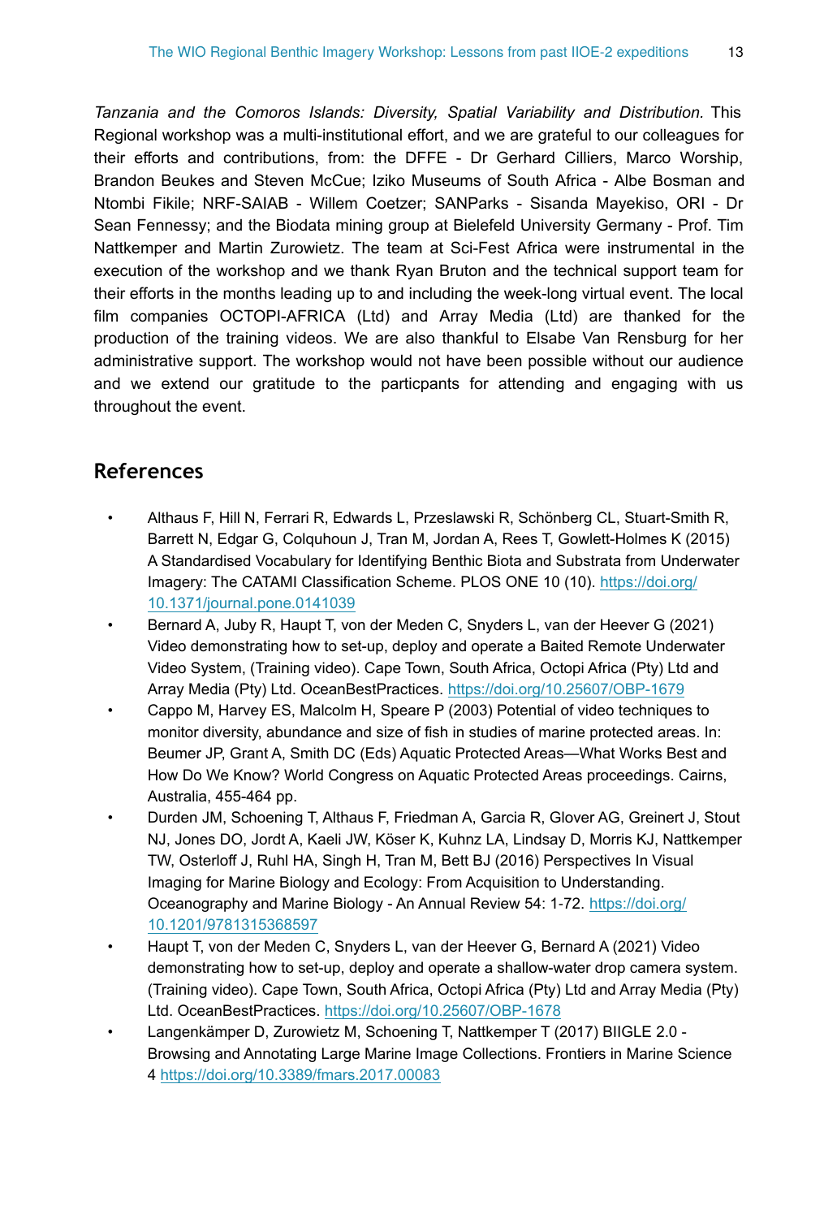*Tanzania and the Comoros Islands: Diversity, Spatial Variability and Distribution.* This Regional workshop was a multi-institutional effort, and we are grateful to our colleagues for their efforts and contributions, from: the DFFE - Dr Gerhard Cilliers, Marco Worship, Brandon Beukes and Steven McCue; Iziko Museums of South Africa - Albe Bosman and Ntombi Fikile; NRF-SAIAB - Willem Coetzer; SANParks - Sisanda Mayekiso, ORI - Dr Sean Fennessy; and the Biodata mining group at Bielefeld University Germany - Prof. Tim Nattkemper and Martin Zurowietz. The team at Sci-Fest Africa were instrumental in the execution of the workshop and we thank Ryan Bruton and the technical support team for their efforts in the months leading up to and including the week-long virtual event. The local film companies OCTOPI-AFRICA (Ltd) and Array Media (Ltd) are thanked for the production of the training videos. We are also thankful to Elsabe Van Rensburg for her administrative support. The workshop would not have been possible without our audience and we extend our gratitude to the particpants for attending and engaging with us throughout the event.

## References

- Althaus F, Hill N, Ferrari R, Edwards L, Przeslawski R, Schönberg CL, Stuart-Smith R, Barrett N, Edgar G, Colquhoun J, Tran M, Jordan A, Rees T, Gowlett-Holmes K (2015) A Standardised Vocabulary for Identifying Benthic Biota and Substrata from Underwater Imagery: The CATAMI Classification Scheme. PLOS ONE 10 (10). https://doi.org/10.1371/journal.pone.0141039
- Bernard A, Juby R, Haupt T, von der Meden C, Snyders L, van der Heever G (2021) Video demonstrating how to set-up, deploy and operate a Baited Remote Underwater Video System, (Training video). Cape Town, South Africa, Octopi Africa (Pty) Ltd and Array Media (Pty) Ltd. OceanBestPractices. https://doi.org/10.25607/OBP-1679
- Cappo M, Harvey ES, Malcolm H, Speare P (2003) Potential of video techniques to monitor diversity, abundance and size of fish in studies of marine protected areas. In: Beumer JP, Grant A, Smith DC (Eds) Aquatic Protected Areas—What Works Best and How Do We Know? World Congress on Aquatic Protected Areas proceedings. Cairns, Australia, 455-464 pp.
- Durden JM, Schoening T, Althaus F, Friedman A, Garcia R, Glover AG, Greinert J, Stout NJ, Jones DO, Jordt A, Kaeli JW, Köser K, Kuhnz LA, Lindsay D, Morris KJ, Nattkemper TW, Osterloff J, Ruhl HA, Singh H, Tran M, Bett BJ (2016) Perspectives In Visual Imaging for Marine Biology and Ecology: From Acquisition to Understanding. Oceanography and Marine Biology - An Annual Review 54: 1-72. https://doi.org/10.1201/9781315368597
- Haupt T, von der Meden C, Snyders L, van der Heever G, Bernard A (2021) Video demonstrating how to set-up, deploy and operate a shallow-water drop camera system. (Training video). Cape Town, South Africa, Octopi Africa (Pty) Ltd and Array Media (Pty) Ltd. OceanBestPractices. https://doi.org/10.25607/OBP-1678
- Langenkämper D, Zurowietz M, Schoening T, Nattkemper T (2017) BIIGLE 2.0 - Browsing and Annotating Large Marine Image Collections. Frontiers in Marine Science 4 https://doi.org/10.3389/fmars.2017.00083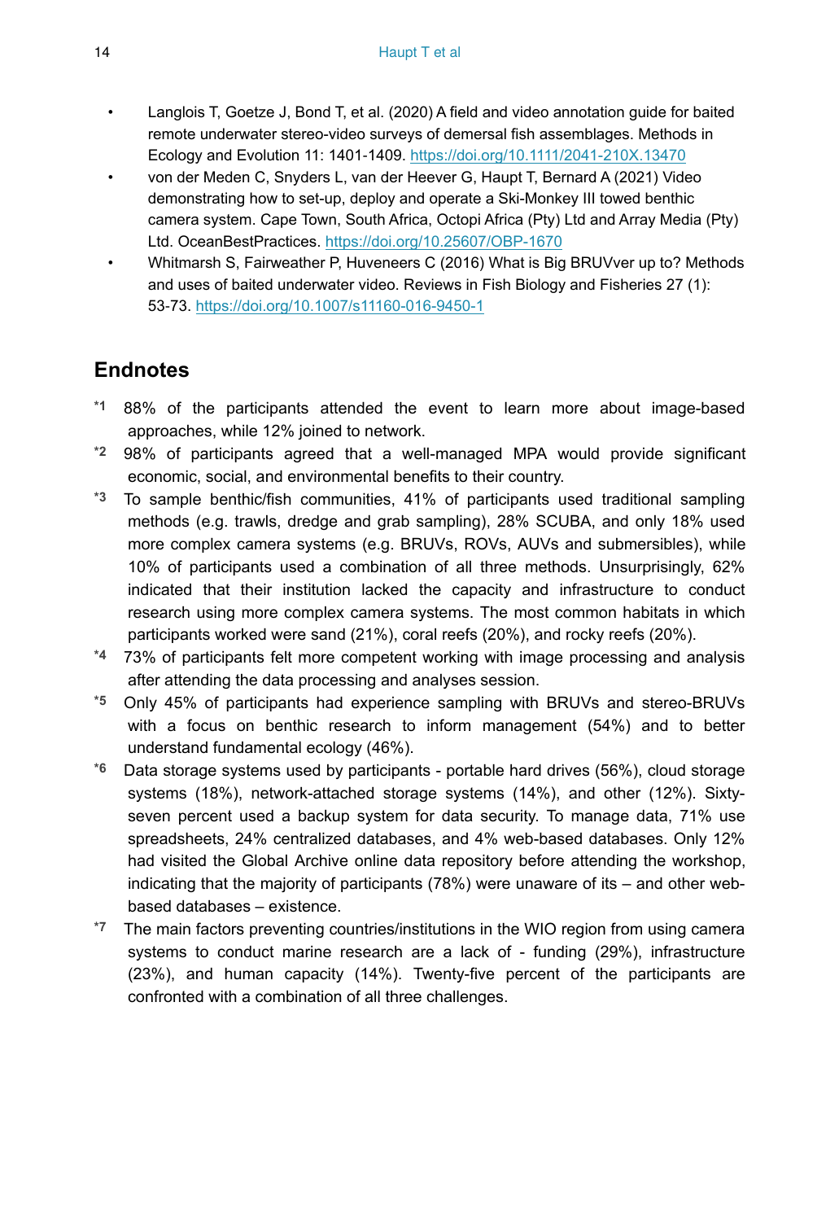- Langlois T, Goetze J, Bond T, et al. (2020) A field and video annotation guide for baited remote underwater stereo-video surveys of demersal fish assemblages. Methods in Ecology and Evolution 11: 1401-1409. https://doi.org/10.1111/2041-210X.13470
- von der Meden C, Snyders L, van der Heever G, Haupt T, Bernard A (2021) Video demonstrating how to set-up, deploy and operate a Ski-Monkey III towed benthic camera system. Cape Town, South Africa, Octopi Africa (Pty) Ltd and Array Media (Pty) Ltd. OceanBestPractices. https://doi.org/10.25607/OBP-1670
- Whitmarsh S, Fairweather P, Huveneers C (2016) What is Big BRUVver up to? Methods and uses of baited underwater video. Reviews in Fish Biology and Fisheries 27 (1): 53-73. https://doi.org/10.1007/s11160-016-9450-1

## Endnotes

[*1] 88% of the participants attended the event to learn more about image-based approaches, while 12% joined to network.

[*2] 98% of participants agreed that a well-managed MPA would provide significant economic, social, and environmental benefits to their country.

[*3] To sample benthic/fish communities, 41% of participants used traditional sampling methods (e.g. trawls, dredge and grab sampling), 28% SCUBA, and only 18% used more complex camera systems (e.g. BRUVs, ROVs, AUVs and submersibles), while 10% of participants used a combination of all three methods. Unsurprisingly, 62% indicated that their institution lacked the capacity and infrastructure to conduct research using more complex camera systems. The most common habitats in which participants worked were sand (21%), coral reefs (20%), and rocky reefs (20%).

[*4] 73% of participants felt more competent working with image processing and analysis after attending the data processing and analyses session.

[*5] Only 45% of participants had experience sampling with BRUVs and stereo-BRUVs with a focus on benthic research to inform management (54%) and to better understand fundamental ecology (46%).

[*6] Data storage systems used by participants - portable hard drives (56%), cloud storage systems (18%), network-attached storage systems (14%), and other (12%). Sixty-seven percent used a backup system for data security. To manage data, 71% use spreadsheets, 24% centralized databases, and 4% web-based databases. Only 12% had visited the Global Archive online data repository before attending the workshop, indicating that the majority of participants (78%) were unaware of its – and other web-based databases – existence.

[*7] The main factors preventing countries/institutions in the WIO region from using camera systems to conduct marine research are a lack of - funding (29%), infrastructure (23%), and human capacity (14%). Twenty-five percent of the participants are confronted with a combination of all three challenges.